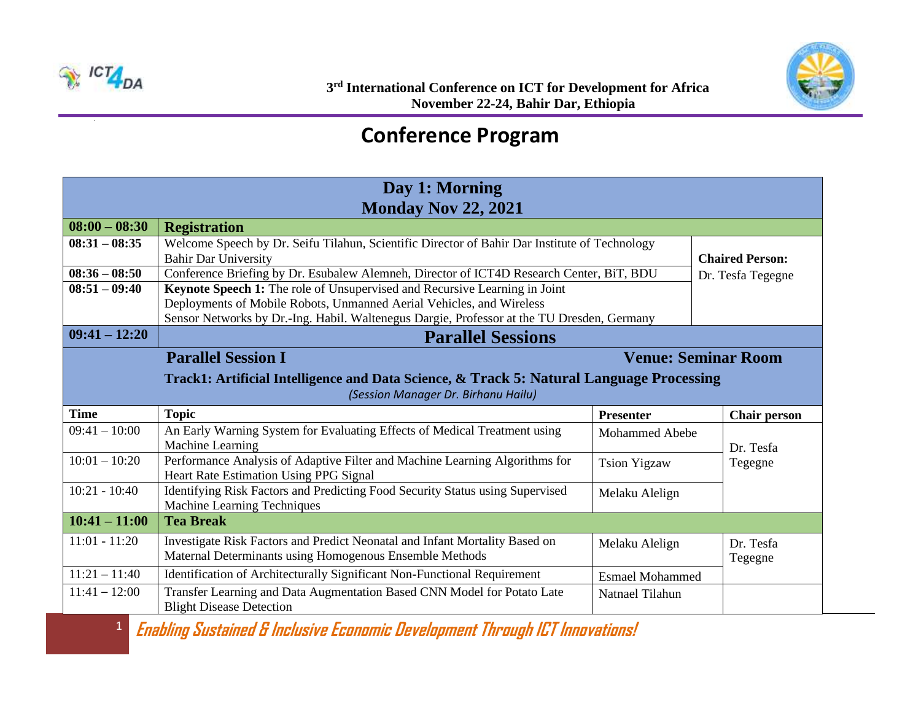3rd International Conference on ICT for Development for Africa
November 22-24, Bahir Dar, Ethiopia

# Conference Program

| Day 1: Morning Monday Nov 22, 2021 | | | |
|---|---|---|---|
| **08:00 – 08:30** | **Registration** | | |
| **08:31 – 08:35** | Welcome Speech by Dr. Seifu Tilahun, Scientific Director of Bahir Dar Institute of Technology Bahir Dar University | | **Chaired Person:** Dr. Tesfa Tegegne |
| **08:36 – 08:50** | Conference Briefing by Dr. Esubalew Alemneh, Director of ICT4D Research Center, BiT, BDU | | |
| **08:51 – 09:40** | **Keynote Speech 1:** The role of Unsupervised and Recursive Learning in Joint Deployments of Mobile Robots, Unmanned Aerial Vehicles, and Wireless Sensor Networks by Dr.-Ing. Habil. Waltenegus Dargie, Professor at the TU Dresden, Germany | | |
| **09:41 – 12:20** | **Parallel Sessions** | | |

**Parallel Session I** — **Venue: Seminar Room**

**Track1: Artificial Intelligence and Data Science, & Track 5: Natural Language Processing**

*(Session Manager Dr. Birhanu Hailu)*

| Time | Topic | Presenter | Chair person |
|---|---|---|---|
| 09:41 – 10:00 | An Early Warning System for Evaluating Effects of Medical Treatment using Machine Learning | Mohammed Abebe | Dr. Tesfa Tegegne |
| 10:01 – 10:20 | Performance Analysis of Adaptive Filter and Machine Learning Algorithms for Heart Rate Estimation Using PPG Signal | Tsion Yigzaw | |
| 10:21 - 10:40 | Identifying Risk Factors and Predicting Food Security Status using Supervised Machine Learning Techniques | Melaku Alelign | |
| **10:41 – 11:00** | **Tea Break** | | |
| 11:01 - 11:20 | Investigate Risk Factors and Predict Neonatal and Infant Mortality Based on Maternal Determinants using Homogenous Ensemble Methods | Melaku Alelign | Dr. Tesfa Tegegne |
| 11:21 – 11:40 | Identification of Architecturally Significant Non-Functional Requirement | Esmael Mohammed | |
| 11:41 – 12:00 | Transfer Learning and Data Augmentation Based CNN Model for Potato Late Blight Disease Detection | Natnael Tilahun | |

*Enabling Sustained & Inclusive Economic Development Through ICT Innovations!*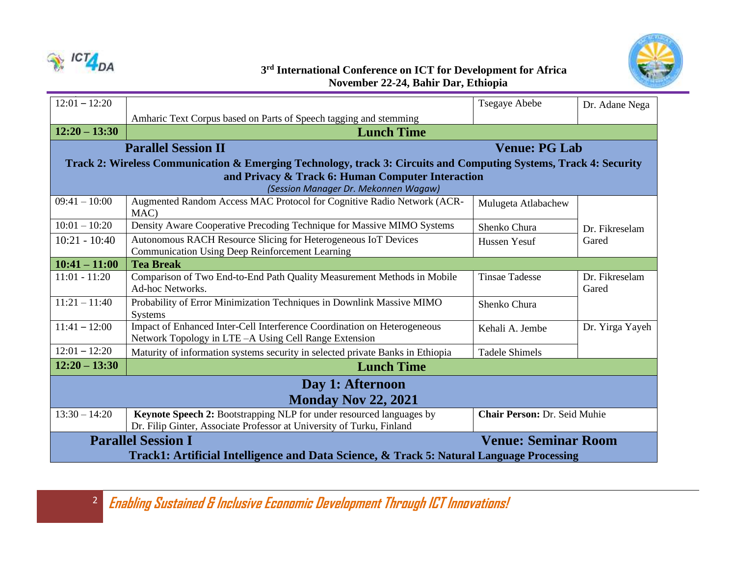| | | | |
|---|---|---|---|
| 12:01 – 12:20 | Amharic Text Corpus based on Parts of Speech tagging and stemming | Tsegaye Abebe | Dr. Adane Nega |
| **12:20 – 13:30** | **Lunch Time** | | |
| **Parallel Session II** | | **Venue: PG Lab** | |
| **Track 2: Wireless Communication & Emerging Technology, track 3: Circuits and Computing Systems, Track 4: Security and Privacy & Track 6: Human Computer Interaction** *(Session Manager Dr. Mekonnen Wagaw)* | | | |
| 09:41 – 10:00 | Augmented Random Access MAC Protocol for Cognitive Radio Network (ACR-MAC) | Mulugeta Atlabachew | Dr. Fikreselam Gared |
| 10:01 – 10:20 | Density Aware Cooperative Precoding Technique for Massive MIMO Systems | Shenko Chura | |
| 10:21 - 10:40 | Autonomous RACH Resource Slicing for Heterogeneous IoT Devices Communication Using Deep Reinforcement Learning | Hussen Yesuf | |
| **10:41 – 11:00** | **Tea Break** | | |
| 11:01 - 11:20 | Comparison of Two End-to-End Path Quality Measurement Methods in Mobile Ad-hoc Networks. | Tinsae Tadesse | Dr. Fikreselam Gared |
| 11:21 – 11:40 | Probability of Error Minimization Techniques in Downlink Massive MIMO Systems | Shenko Chura | |
| 11:41 – 12:00 | Impact of Enhanced Inter-Cell Interference Coordination on Heterogeneous Network Topology in LTE –A Using Cell Range Extension | Kehali A. Jembe | Dr. Yirga Yayeh |
| 12:01 – 12:20 | Maturity of information systems security in selected private Banks in Ethiopia | Tadele Shimels | |
| **12:20 – 13:30** | **Lunch Time** | | |
| **Day 1: Afternoon Monday Nov 22, 2021** | | | |
| 13:30 – 14:20 | **Keynote Speech 2:** Bootstrapping NLP for under resourced languages by Dr. Filip Ginter, Associate Professor at University of Turku, Finland | **Chair Person:** Dr. Seid Muhie | |
| **Parallel Session I** | | **Venue: Seminar Room** | |
| **Track1: Artificial Intelligence and Data Science, & Track 5: Natural Language Processing** | | | |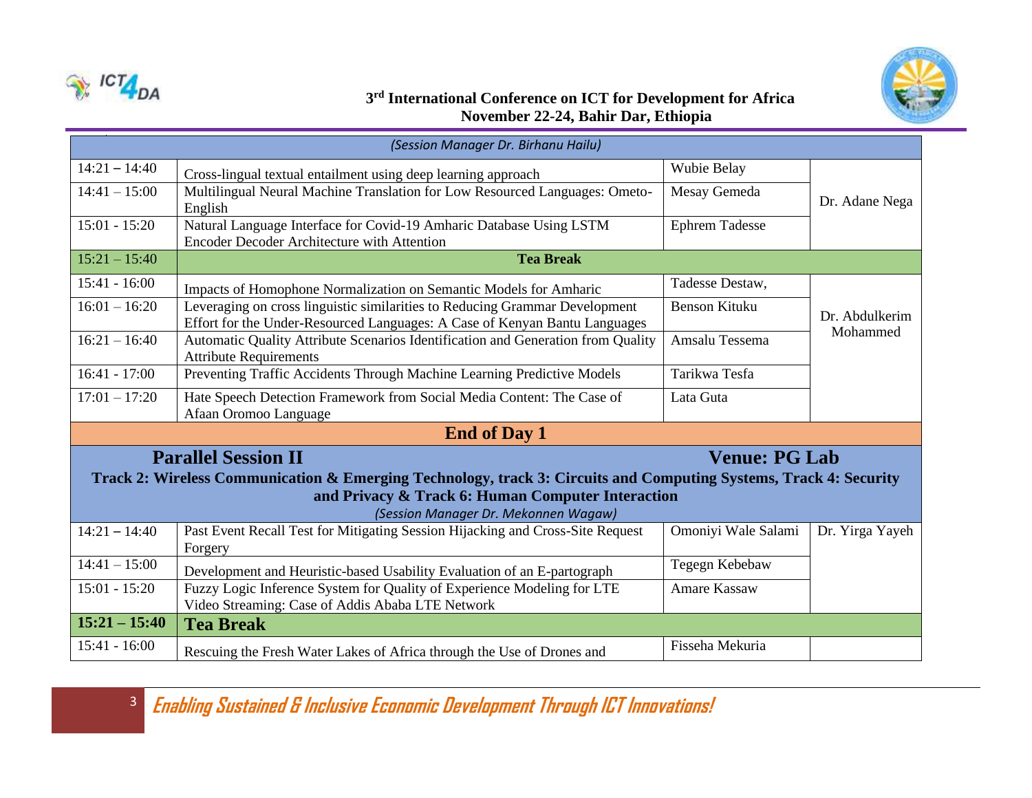| | *(Session Manager Dr. Birhanu Hailu)* | | |
|---|---|---|---|
| 14:21 – 14:40 | Cross-lingual textual entailment using deep learning approach | Wubie Belay | Dr. Adane Nega |
| 14:41 – 15:00 | Multilingual Neural Machine Translation for Low Resourced Languages: Ometo-English | Mesay Gemeda | |
| 15:01 - 15:20 | Natural Language Interface for Covid-19 Amharic Database Using LSTM Encoder Decoder Architecture with Attention | Ephrem Tadesse | |
| 15:21 – 15:40 | **Tea Break** | | |
| 15:41 - 16:00 | Impacts of Homophone Normalization on Semantic Models for Amharic | Tadesse Destaw, | Dr. Abdulkerim Mohammed |
| 16:01 – 16:20 | Leveraging on cross linguistic similarities to Reducing Grammar Development Effort for the Under-Resourced Languages: A Case of Kenyan Bantu Languages | Benson Kituku | |
| 16:21 – 16:40 | Automatic Quality Attribute Scenarios Identification and Generation from Quality Attribute Requirements | Amsalu Tessema | |
| 16:41 - 17:00 | Preventing Traffic Accidents Through Machine Learning Predictive Models | Tarikwa Tesfa | |
| 17:01 – 17:20 | Hate Speech Detection Framework from Social Media Content: The Case of Afaan Oromoo Language | Lata Guta | |
| | **End of Day 1** | | |

## Parallel Session II — Venue: PG Lab

**Track 2: Wireless Communication & Emerging Technology, track 3: Circuits and Computing Systems, Track 4: Security and Privacy & Track 6: Human Computer Interaction**

*(Session Manager Dr. Mekonnen Wagaw)*

| Time | Title | Presenter | Chair |
|---|---|---|---|
| 14:21 – 14:40 | Past Event Recall Test for Mitigating Session Hijacking and Cross-Site Request Forgery | Omoniyi Wale Salami | Dr. Yirga Yayeh |
| 14:41 – 15:00 | Development and Heuristic-based Usability Evaluation of an E-partograph | Tegegn Kebebaw | |
| 15:01 - 15:20 | Fuzzy Logic Inference System for Quality of Experience Modeling for LTE Video Streaming: Case of Addis Ababa LTE Network | Amare Kassaw | |
| **15:21 – 15:40** | **Tea Break** | | |
| 15:41 - 16:00 | Rescuing the Fresh Water Lakes of Africa through the Use of Drones and | Fisseha Mekuria | |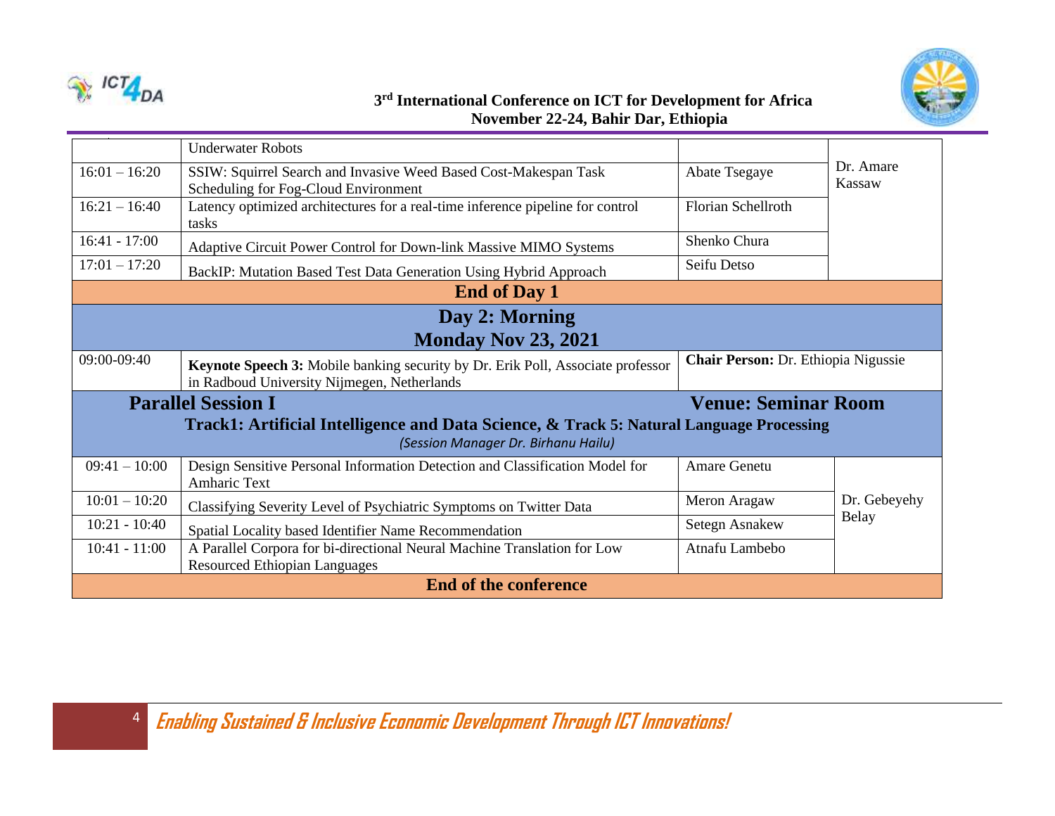| | | | |
|---|---|---|---|
| | Underwater Robots | | Dr. Amare Kassaw |
| 16:01 – 16:20 | SSIW: Squirrel Search and Invasive Weed Based Cost-Makespan Task Scheduling for Fog-Cloud Environment | Abate Tsegaye | |
| 16:21 – 16:40 | Latency optimized architectures for a real-time inference pipeline for control tasks | Florian Schellroth | |
| 16:41 - 17:00 | Adaptive Circuit Power Control for Down-link Massive MIMO Systems | Shenko Chura | |
| 17:01 – 17:20 | BackIP: Mutation Based Test Data Generation Using Hybrid Approach | Seifu Detso | |
| **End of Day 1** | | | |
| **Day 2: Morning Monday Nov 23, 2021** | | | |
| 09:00-09:40 | **Keynote Speech 3:** Mobile banking security by Dr. Erik Poll, Associate professor in Radboud University Nijmegen, Netherlands | **Chair Person:** Dr. Ethiopia Nigussie | |
| **Parallel Session I** **Track1: Artificial Intelligence and Data Science, & Track 5: Natural Language Processing** *(Session Manager Dr. Birhanu Hailu)* | | **Venue: Seminar Room** | |
| 09:41 – 10:00 | Design Sensitive Personal Information Detection and Classification Model for Amharic Text | Amare Genetu | Dr. Gebeyehy Belay |
| 10:01 – 10:20 | Classifying Severity Level of Psychiatric Symptoms on Twitter Data | Meron Aragaw | |
| 10:21 - 10:40 | Spatial Locality based Identifier Name Recommendation | Setegn Asnakew | |
| 10:41 - 11:00 | A Parallel Corpora for bi-directional Neural Machine Translation for Low Resourced Ethiopian Languages | Atnafu Lambebo | |
| **End of the conference** | | | |